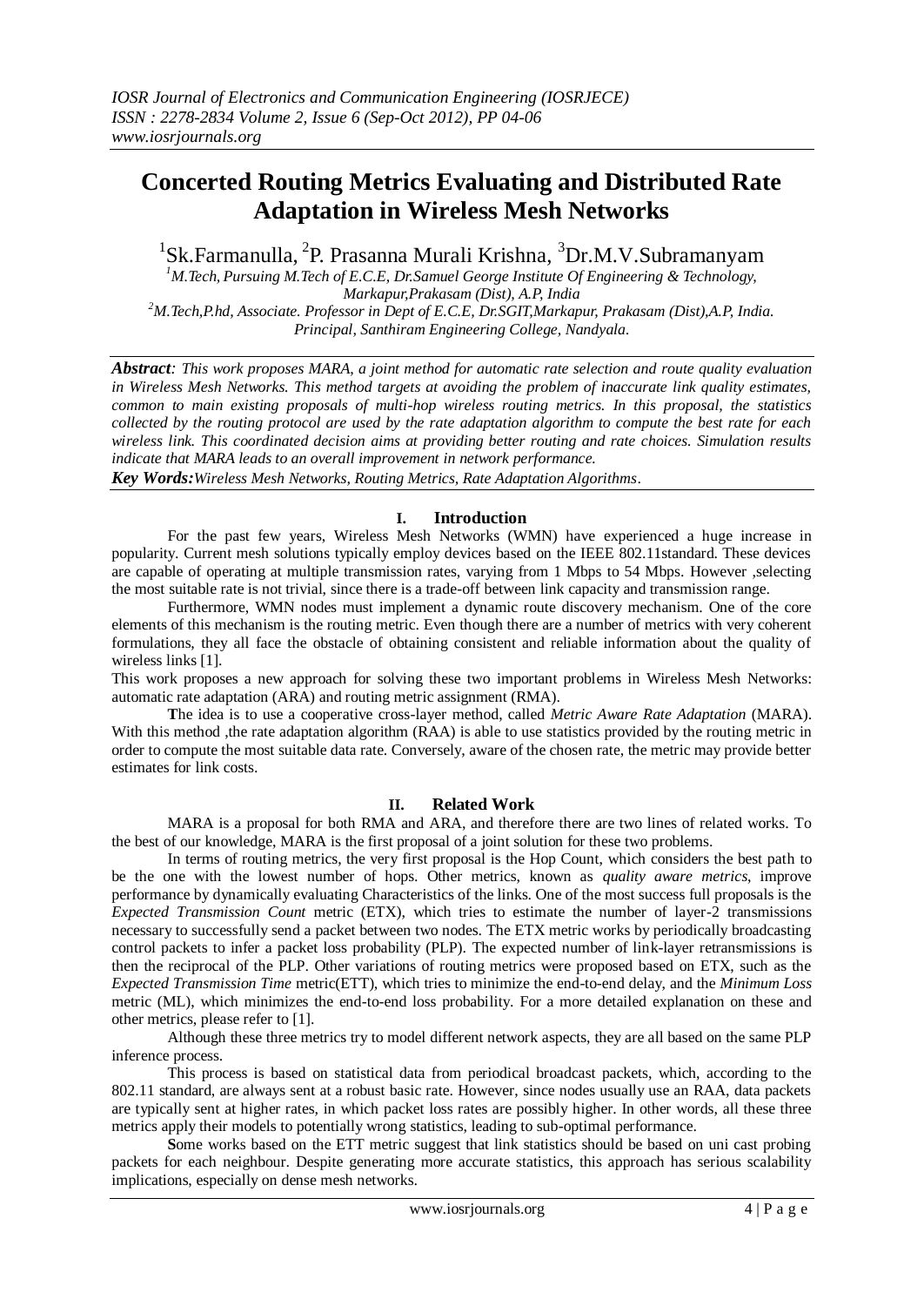# Concerted Routing Metrics Evaluating and Distributed Rate Adaptation in Wireless Mesh Networks

[1]Sk.Farmanulla, [2]P. Prasanna Murali Krishna, [3]Dr.M.V.Subramanyam

*[1]M.Tech, Pursuing M.Tech of E.C.E, Dr.Samuel George Institute Of Engineering & Technology, Markapur,Prakasam (Dist), A.P, India*
*[2]M.Tech,P.hd, Associate. Professor in Dept of E.C.E, Dr.SGIT,Markapur, Prakasam (Dist),A.P, India.*
*Principal, Santhiram Engineering College, Nandyala.*

***Abstract**: This work proposes MARA, a joint method for automatic rate selection and route quality evaluation in Wireless Mesh Networks. This method targets at avoiding the problem of inaccurate link quality estimates, common to main existing proposals of multi-hop wireless routing metrics. In this proposal, the statistics collected by the routing protocol are used by the rate adaptation algorithm to compute the best rate for each wireless link. This coordinated decision aims at providing better routing and rate choices. Simulation results indicate that MARA leads to an overall improvement in network performance.*

***Key Words:**Wireless Mesh Networks, Routing Metrics, Rate Adaptation Algorithms.*

## I. Introduction

For the past few years, Wireless Mesh Networks (WMN) have experienced a huge increase in popularity. Current mesh solutions typically employ devices based on the IEEE 802.11standard. These devices are capable of operating at multiple transmission rates, varying from 1 Mbps to 54 Mbps. However ,selecting the most suitable rate is not trivial, since there is a trade-off between link capacity and transmission range.

Furthermore, WMN nodes must implement a dynamic route discovery mechanism. One of the core elements of this mechanism is the routing metric. Even though there are a number of metrics with very coherent formulations, they all face the obstacle of obtaining consistent and reliable information about the quality of wireless links [1].

This work proposes a new approach for solving these two important problems in Wireless Mesh Networks: automatic rate adaptation (ARA) and routing metric assignment (RMA).

**T**he idea is to use a cooperative cross-layer method, called *Metric Aware Rate Adaptation* (MARA). With this method ,the rate adaptation algorithm (RAA) is able to use statistics provided by the routing metric in order to compute the most suitable data rate. Conversely, aware of the chosen rate, the metric may provide better estimates for link costs.

## II. Related Work

MARA is a proposal for both RMA and ARA, and therefore there are two lines of related works. To the best of our knowledge, MARA is the first proposal of a joint solution for these two problems.

In terms of routing metrics, the very first proposal is the Hop Count, which considers the best path to be the one with the lowest number of hops. Other metrics, known as *quality aware metrics*, improve performance by dynamically evaluating Characteristics of the links. One of the most success full proposals is the *Expected Transmission Count* metric (ETX), which tries to estimate the number of layer-2 transmissions necessary to successfully send a packet between two nodes. The ETX metric works by periodically broadcasting control packets to infer a packet loss probability (PLP). The expected number of link-layer retransmissions is then the reciprocal of the PLP. Other variations of routing metrics were proposed based on ETX, such as the *Expected Transmission Time* metric(ETT), which tries to minimize the end-to-end delay, and the *Minimum Loss* metric (ML), which minimizes the end-to-end loss probability. For a more detailed explanation on these and other metrics, please refer to [1].

Although these three metrics try to model different network aspects, they are all based on the same PLP inference process.

This process is based on statistical data from periodical broadcast packets, which, according to the 802.11 standard, are always sent at a robust basic rate. However, since nodes usually use an RAA, data packets are typically sent at higher rates, in which packet loss rates are possibly higher. In other words, all these three metrics apply their models to potentially wrong statistics, leading to sub-optimal performance.

**S**ome works based on the ETT metric suggest that link statistics should be based on uni cast probing packets for each neighbour. Despite generating more accurate statistics, this approach has serious scalability implications, especially on dense mesh networks.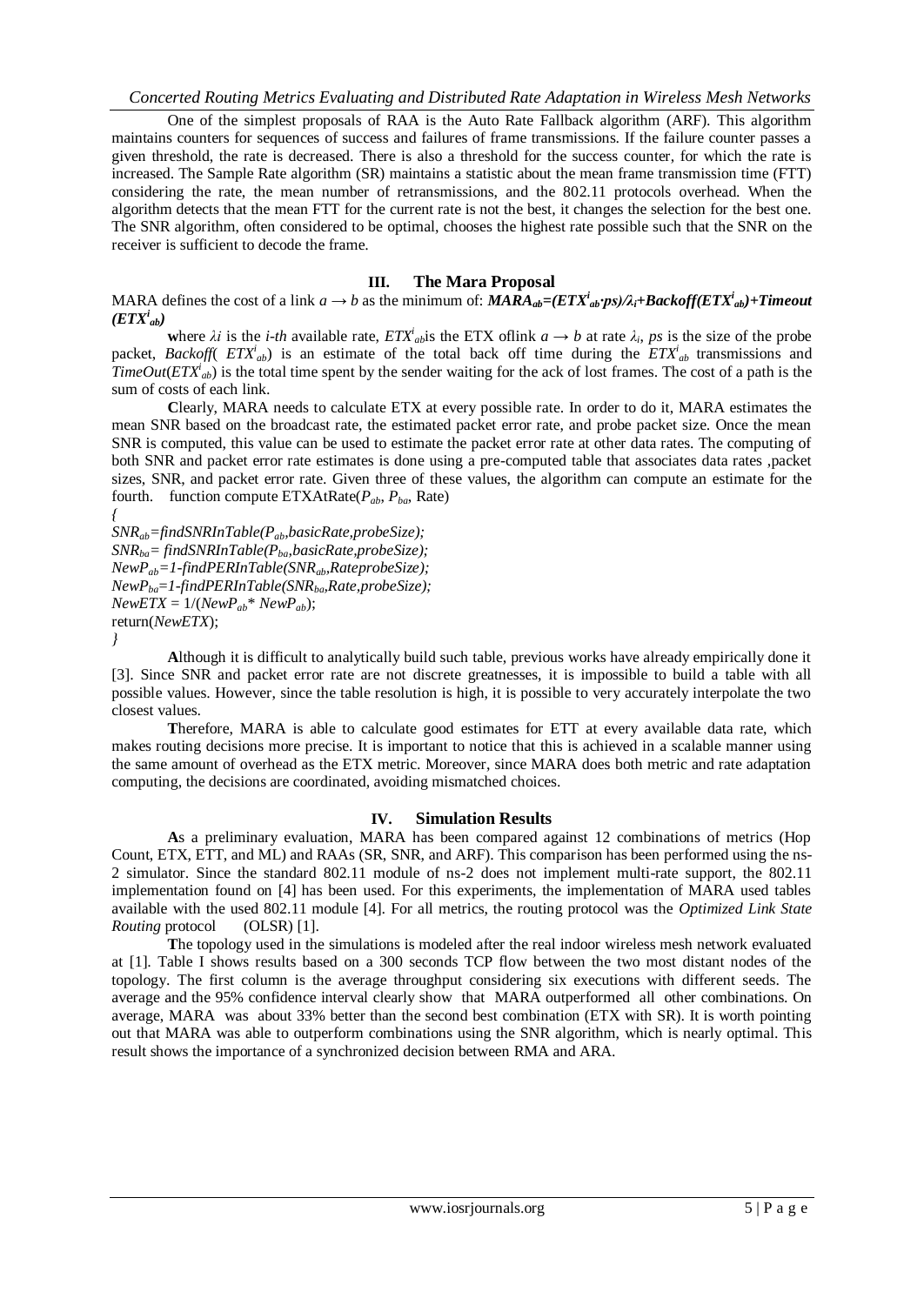One of the simplest proposals of RAA is the Auto Rate Fallback algorithm (ARF). This algorithm maintains counters for sequences of success and failures of frame transmissions. If the failure counter passes a given threshold, the rate is decreased. There is also a threshold for the success counter, for which the rate is increased. The Sample Rate algorithm (SR) maintains a statistic about the mean frame transmission time (FTT) considering the rate, the mean number of retransmissions, and the 802.11 protocols overhead. When the algorithm detects that the mean FTT for the current rate is not the best, it changes the selection for the best one. The SNR algorithm, often considered to be optimal, chooses the highest rate possible such that the SNR on the receiver is sufficient to decode the frame.

## III. The Mara Proposal

MARA defines the cost of a link $a \rightarrow b$ as the minimum of: $MARA_{ab}=(ETX^{i}_{ab} \cdot ps)/\lambda_i+Backoff(ETX^{i}_{ab})+Timeout(ETX^{i}_{ab})$

where $\lambda i$ is the *i-th* available rate, $ETX^{i}_{ab}$is the ETX oflink $a \rightarrow b$ at rate $\lambda_i$, $ps$ is the size of the probe packet, $Backoff(ETX^{i}_{ab})$ is an estimate of the total back off time during the $ETX^{i}_{ab}$ transmissions and $TimeOut(ETX^{i}_{ab})$ is the total time spent by the sender waiting for the ack of lost frames. The cost of a path is the sum of costs of each link.

**C**learly, MARA needs to calculate ETX at every possible rate. In order to do it, MARA estimates the mean SNR based on the broadcast rate, the estimated packet error rate, and probe packet size. Once the mean SNR is computed, this value can be used to estimate the packet error rate at other data rates. The computing of both SNR and packet error rate estimates is done using a pre-computed table that associates data rates ,packet sizes, SNR, and packet error rate. Given three of these values, the algorithm can compute an estimate for the fourth. function compute ETXAtRate($P_{ab}$, $P_{ba}$, Rate)

```
{
SNR_ab=findSNRInTable(P_ab,basicRate,probeSize);
SNR_ba= findSNRInTable(P_ba,basicRate,probeSize);
NewP_ab=1-findPERInTable(SNR_ab,RateprobeSize);
NewP_ba=1-findPERInTable(SNR_ba,Rate,probeSize);
NewETX = 1/(NewP_ab* NewP_ab);
return(NewETX);
}
```

**A**lthough it is difficult to analytically build such table, previous works have already empirically done it [3]. Since SNR and packet error rate are not discrete greatnesses, it is impossible to build a table with all possible values. However, since the table resolution is high, it is possible to very accurately interpolate the two closest values.

**T**herefore, MARA is able to calculate good estimates for ETT at every available data rate, which makes routing decisions more precise. It is important to notice that this is achieved in a scalable manner using the same amount of overhead as the ETX metric. Moreover, since MARA does both metric and rate adaptation computing, the decisions are coordinated, avoiding mismatched choices.

## IV. Simulation Results

**A**s a preliminary evaluation, MARA has been compared against 12 combinations of metrics (Hop Count, ETX, ETT, and ML) and RAAs (SR, SNR, and ARF). This comparison has been performed using the ns-2 simulator. Since the standard 802.11 module of ns-2 does not implement multi-rate support, the 802.11 implementation found on [4] has been used. For this experiments, the implementation of MARA used tables available with the used 802.11 module [4]. For all metrics, the routing protocol was the *Optimized Link State Routing* protocol (OLSR) [1].

**T**he topology used in the simulations is modeled after the real indoor wireless mesh network evaluated at [1]. Table I shows results based on a 300 seconds TCP flow between the two most distant nodes of the topology. The first column is the average throughput considering six executions with different seeds. The average and the 95% confidence interval clearly show that MARA outperformed all other combinations. On average, MARA was about 33% better than the second best combination (ETX with SR). It is worth pointing out that MARA was able to outperform combinations using the SNR algorithm, which is nearly optimal. This result shows the importance of a synchronized decision between RMA and ARA.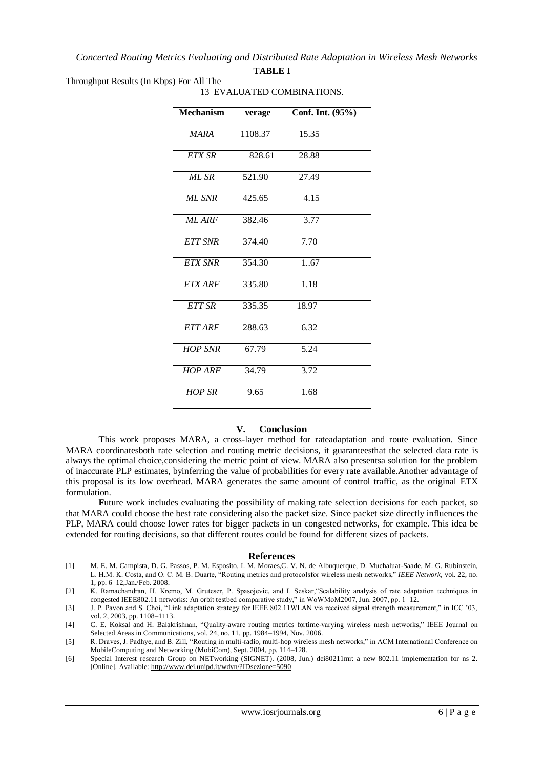**TABLE I**

Throughput Results (In Kbps) For All The 13 EVALUATED COMBINATIONS.

| Mechanism | verage | Conf. Int. (95%) |
|---|---|---|
| *MARA* | 1108.37 | 15.35 |
| *ETX SR* | 828.61 | 28.88 |
| *ML SR* | 521.90 | 27.49 |
| *ML SNR* | 425.65 | 4.15 |
| *ML ARF* | 382.46 | 3.77 |
| *ETT SNR* | 374.40 | 7.70 |
| *ETX SNR* | 354.30 | 1..67 |
| *ETX ARF* | 335.80 | 1.18 |
| *ETT SR* | 335.35 | 18.97 |
| *ETT ARF* | 288.63 | 6.32 |
| *HOP SNR* | 67.79 | 5.24 |
| *HOP ARF* | 34.79 | 3.72 |
| *HOP SR* | 9.65 | 1.68 |

## V. Conclusion

**T**his work proposes MARA, a cross-layer method for rateadaptation and route evaluation. Since MARA coordinatesboth rate selection and routing metric decisions, it guaranteesthat the selected data rate is always the optimal choice,considering the metric point of view. MARA also presentsa solution for the problem of inaccurate PLP estimates, byinferring the value of probabilities for every rate available.Another advantage of this proposal is its low overhead. MARA generates the same amount of control traffic, as the original ETX formulation.

**F**uture work includes evaluating the possibility of making rate selection decisions for each packet, so that MARA could choose the best rate considering also the packet size. Since packet size directly influences the PLP, MARA could choose lower rates for bigger packets in un congested networks, for example. This idea be extended for routing decisions, so that different routes could be found for different sizes of packets.

## References

[1] M. E. M. Campista, D. G. Passos, P. M. Esposito, I. M. Moraes,C. V. N. de Albuquerque, D. Muchaluat-Saade, M. G. Rubinstein, L. H.M. K. Costa, and O. C. M. B. Duarte, "Routing metrics and protocolsfor wireless mesh networks," *IEEE Network*, vol. 22, no. 1, pp. 6–12,Jan./Feb. 2008.

[2] K. Ramachandran, H. Kremo, M. Gruteser, P. Spasojevic, and I. Seskar,"Scalability analysis of rate adaptation techniques in congested IEEE802.11 networks: An orbit testbed comparative study," in WoWMoM2007, Jun. 2007, pp. 1–12.

[3] J. P. Pavon and S. Choi, "Link adaptation strategy for IEEE 802.11WLAN via received signal strength measurement," in ICC '03, vol. 2, 2003, pp. 1108–1113.

[4] C. E. Koksal and H. Balakrishnan, "Quality-aware routing metrics fortime-varying wireless mesh networks," IEEE Journal on Selected Areas in Communications, vol. 24, no. 11, pp. 1984–1994, Nov. 2006.

[5] R. Draves, J. Padhye, and B. Zill, "Routing in multi-radio, multi-hop wireless mesh networks," in ACM International Conference on MobileComputing and Networking (MobiCom), Sept. 2004, pp. 114–128.

[6] Special Interest research Group on NETworking (SIGNET). (2008, Jun.) dei80211mr: a new 802.11 implementation for ns 2. [Online]. Available: http://www.dei.unipd.it/wdyn/?IDsezione=5090